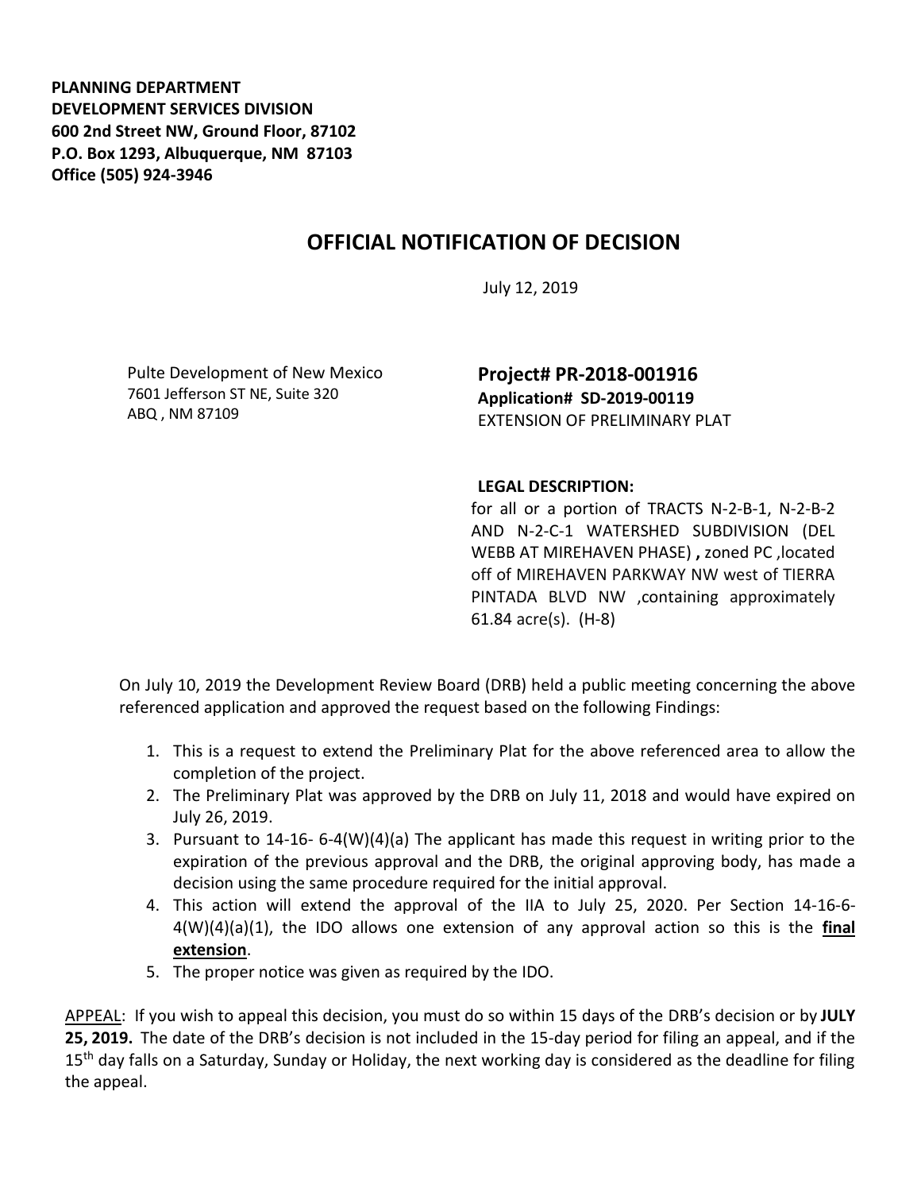**PLANNING DEPARTMENT**
**DEVELOPMENT SERVICES DIVISION**
**600 2nd Street NW, Ground Floor, 87102**
**P.O. Box 1293, Albuquerque, NM 87103**
**Office (505) 924-3946**

# OFFICIAL NOTIFICATION OF DECISION

July 12, 2019

Pulte Development of New Mexico
7601 Jefferson ST NE, Suite 320
ABQ , NM 87109

**Project# PR-2018-001916**
**Application# SD-2019-00119**
EXTENSION OF PRELIMINARY PLAT

**LEGAL DESCRIPTION:**
for all or a portion of TRACTS N-2-B-1, N-2-B-2 AND N-2-C-1 WATERSHED SUBDIVISION (DEL WEBB AT MIREHAVEN PHASE) **,** zoned PC ,located off of MIREHAVEN PARKWAY NW west of TIERRA PINTADA BLVD NW ,containing approximately 61.84 acre(s). (H-8)

On July 10, 2019 the Development Review Board (DRB) held a public meeting concerning the above referenced application and approved the request based on the following Findings:

1. This is a request to extend the Preliminary Plat for the above referenced area to allow the completion of the project.
2. The Preliminary Plat was approved by the DRB on July 11, 2018 and would have expired on July 26, 2019.
3. Pursuant to 14-16- 6-4(W)(4)(a) The applicant has made this request in writing prior to the expiration of the previous approval and the DRB, the original approving body, has made a decision using the same procedure required for the initial approval.
4. This action will extend the approval of the IIA to July 25, 2020. Per Section 14-16-6-4(W)(4)(a)(1), the IDO allows one extension of any approval action so this is the **final extension**.
5. The proper notice was given as required by the IDO.

APPEAL: If you wish to appeal this decision, you must do so within 15 days of the DRB's decision or by **JULY 25, 2019.** The date of the DRB's decision is not included in the 15-day period for filing an appeal, and if the 15th day falls on a Saturday, Sunday or Holiday, the next working day is considered as the deadline for filing the appeal.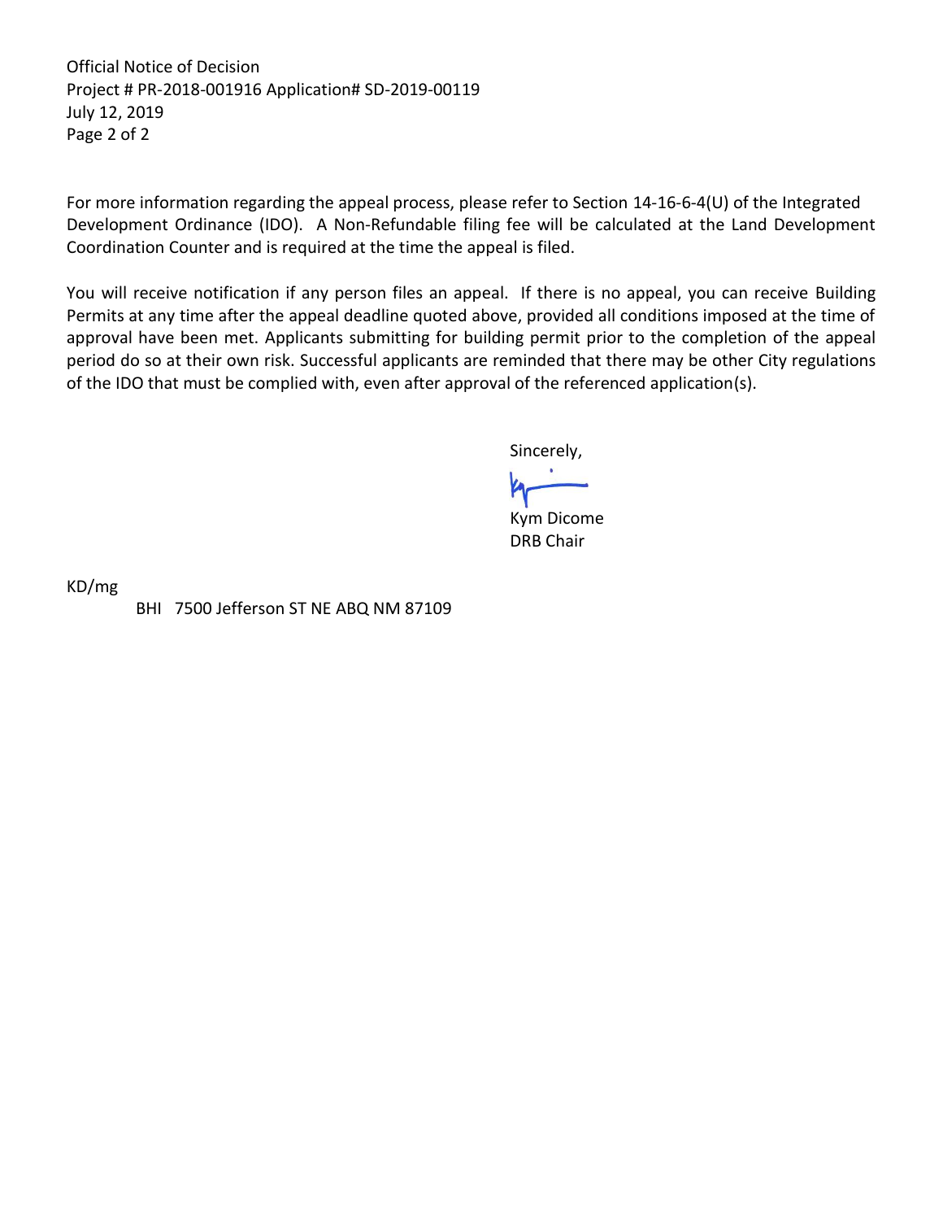For more information regarding the appeal process, please refer to Section 14-16-6-4(U) of the Integrated Development Ordinance (IDO). A Non-Refundable filing fee will be calculated at the Land Development Coordination Counter and is required at the time the appeal is filed.

You will receive notification if any person files an appeal. If there is no appeal, you can receive Building Permits at any time after the appeal deadline quoted above, provided all conditions imposed at the time of approval have been met. Applicants submitting for building permit prior to the completion of the appeal period do so at their own risk. Successful applicants are reminded that there may be other City regulations of the IDO that must be complied with, even after approval of the referenced application(s).

Sincerely,

Kym Dicome
DRB Chair

KD/mg

BHI 7500 Jefferson ST NE ABQ NM 87109